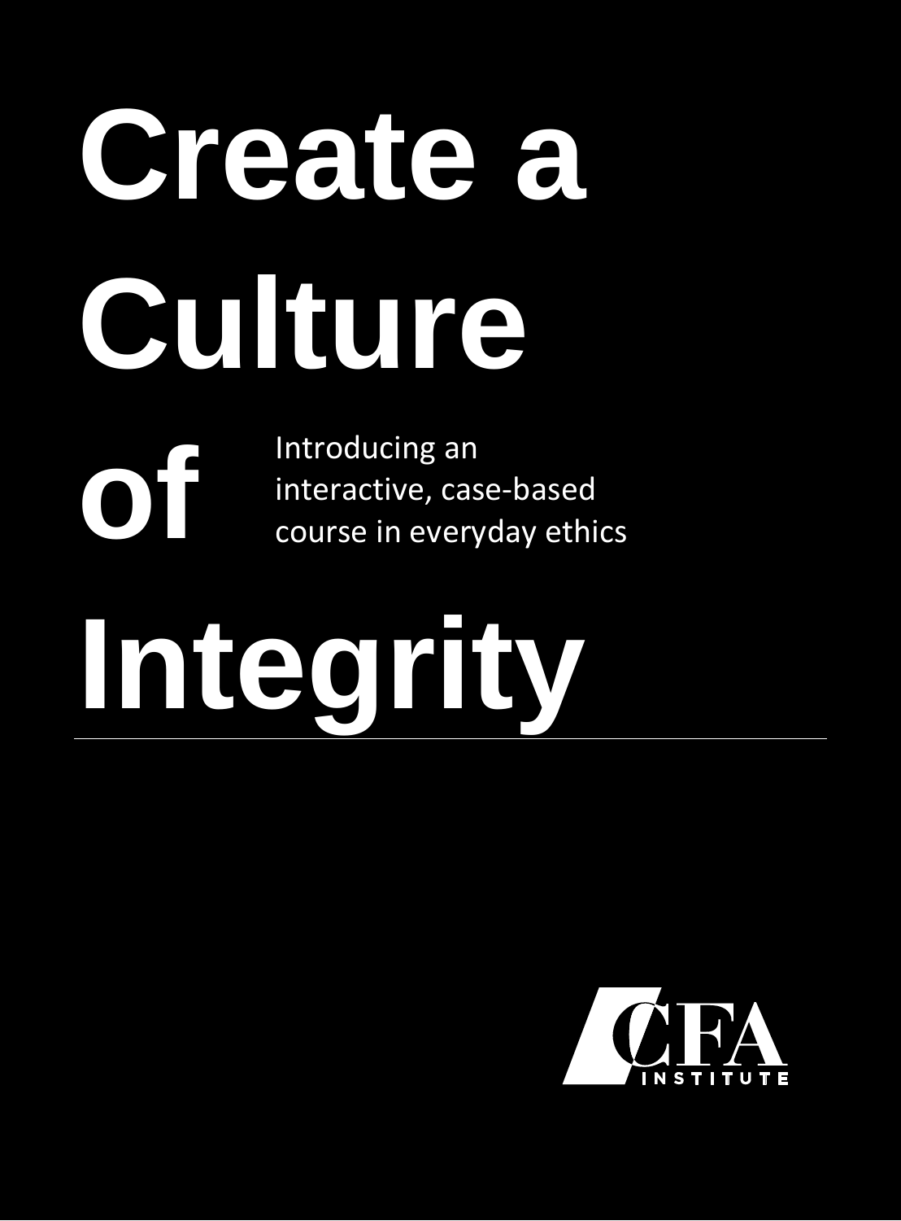# Create a Culture of Integrity

Introducing an interactive, case-based course in everyday ethics

CFA INSTITUTE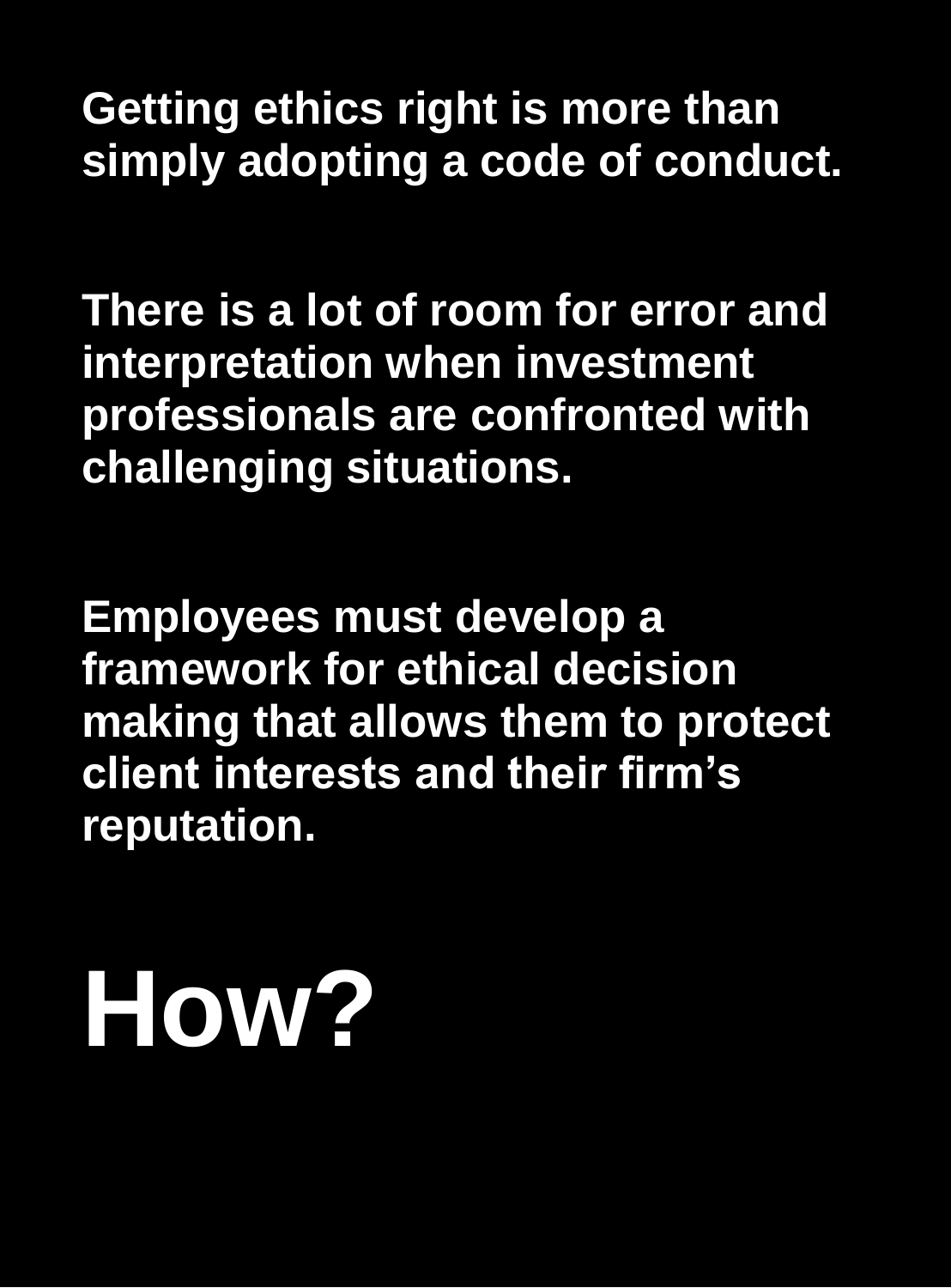**Getting ethics right is more than simply adopting a code of conduct.**

**There is a lot of room for error and interpretation when investment professionals are confronted with challenging situations.**

**Employees must develop a framework for ethical decision making that allows them to protect client interests and their firm's reputation.**

# How?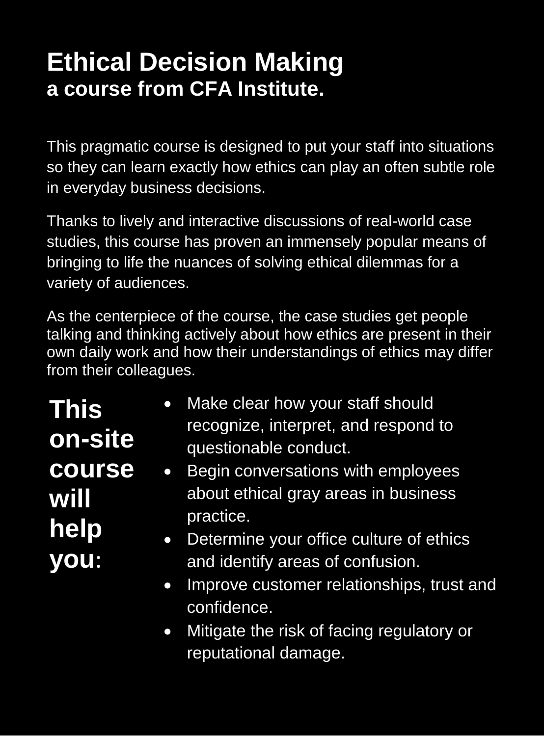# Ethical Decision Making

## a course from CFA Institute.

This pragmatic course is designed to put your staff into situations so they can learn exactly how ethics can play an often subtle role in everyday business decisions.

Thanks to lively and interactive discussions of real-world case studies, this course has proven an immensely popular means of bringing to life the nuances of solving ethical dilemmas for a variety of audiences.

As the centerpiece of the course, the case studies get people talking and thinking actively about how ethics are present in their own daily work and how their understandings of ethics may differ from their colleagues.

**This on-site course will help you:**

- Make clear how your staff should recognize, interpret, and respond to questionable conduct.
- Begin conversations with employees about ethical gray areas in business practice.
- Determine your office culture of ethics and identify areas of confusion.
- Improve customer relationships, trust and confidence.
- Mitigate the risk of facing regulatory or reputational damage.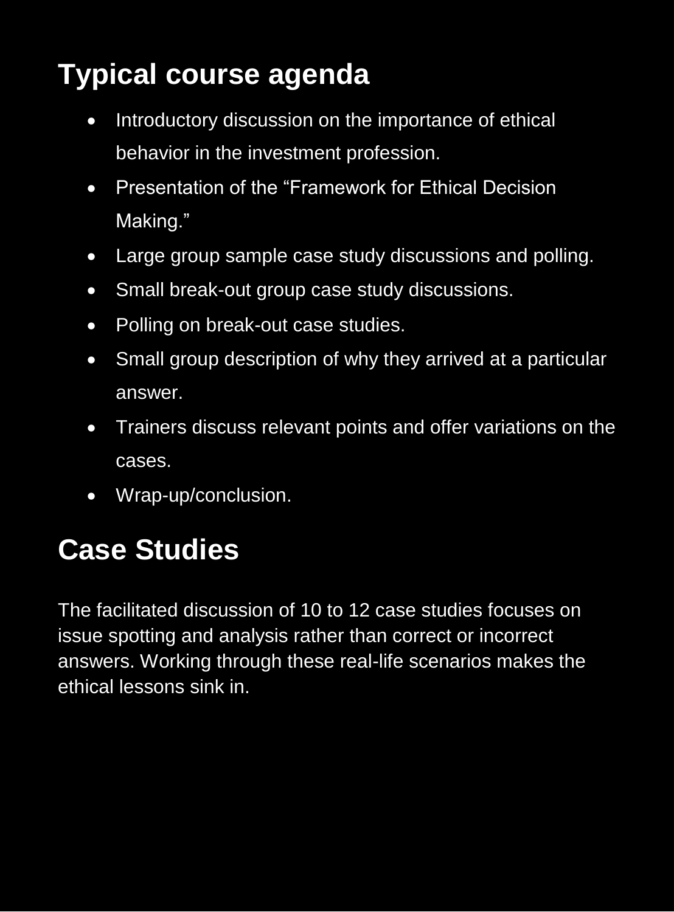## Typical course agenda

- Introductory discussion on the importance of ethical behavior in the investment profession.
- Presentation of the "Framework for Ethical Decision Making."
- Large group sample case study discussions and polling.
- Small break-out group case study discussions.
- Polling on break-out case studies.
- Small group description of why they arrived at a particular answer.
- Trainers discuss relevant points and offer variations on the cases.
- Wrap-up/conclusion.

## Case Studies

The facilitated discussion of 10 to 12 case studies focuses on issue spotting and analysis rather than correct or incorrect answers. Working through these real-life scenarios makes the ethical lessons sink in.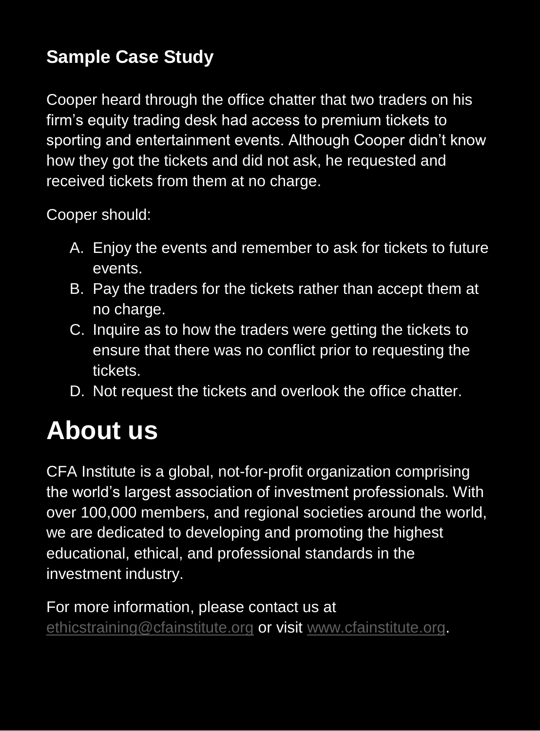**Sample Case Study**

Cooper heard through the office chatter that two traders on his firm’s equity trading desk had access to premium tickets to sporting and entertainment events. Although Cooper didn’t know how they got the tickets and did not ask, he requested and received tickets from them at no charge.

Cooper should:

A. Enjoy the events and remember to ask for tickets to future events.
B. Pay the traders for the tickets rather than accept them at no charge.
C. Inquire as to how the traders were getting the tickets to ensure that there was no conflict prior to requesting the tickets.
D. Not request the tickets and overlook the office chatter.

# About us

CFA Institute is a global, not-for-profit organization comprising the world’s largest association of investment professionals. With over 100,000 members, and regional societies around the world, we are dedicated to developing and promoting the highest educational, ethical, and professional standards in the investment industry.

For more information, please contact us at ethicstraining@cfainstitute.org or visit www.cfainstitute.org.